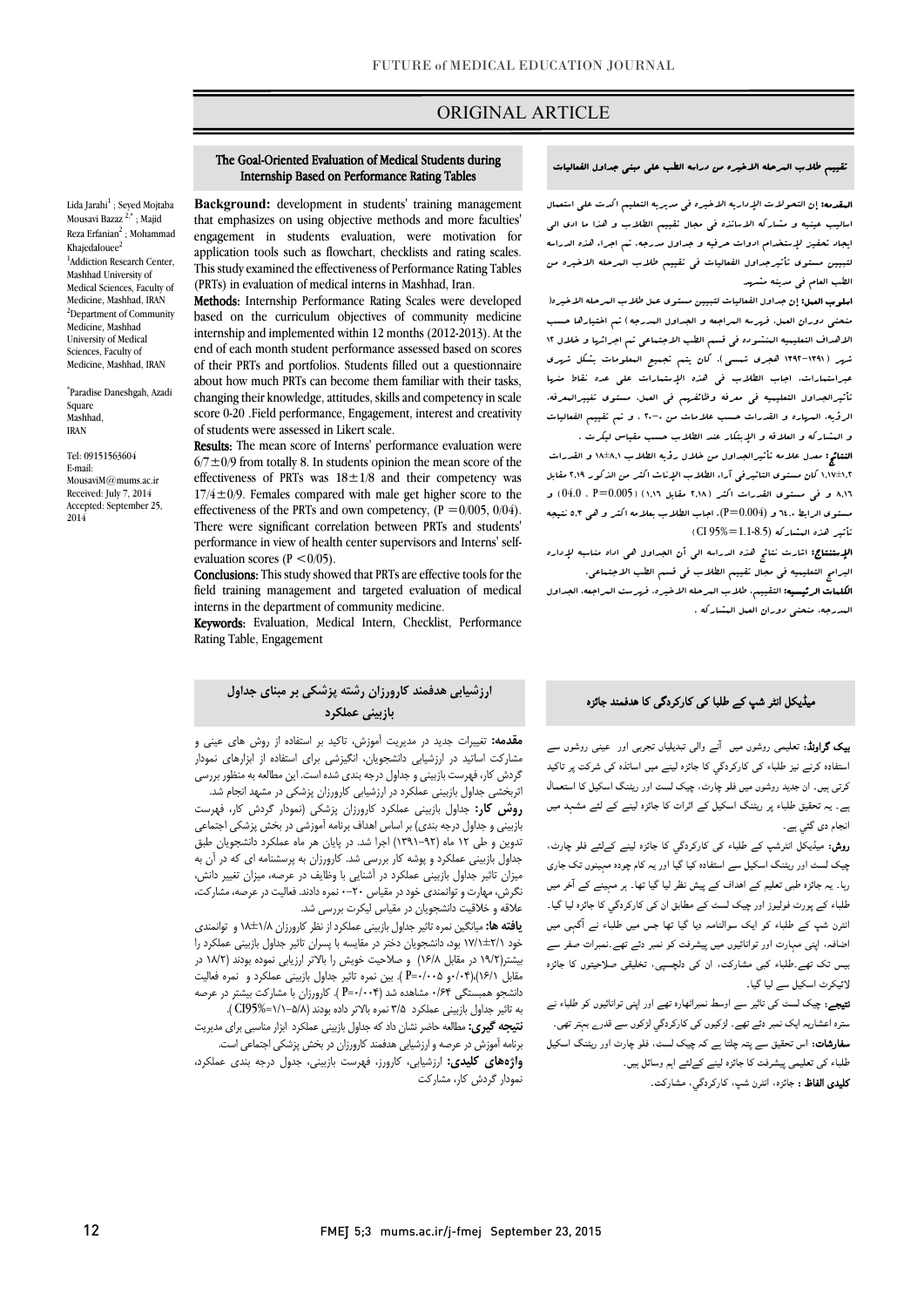ORIGINAL ARTICLE

## The Goal-Oriented Evaluation of Medical Students during Internship Based on Performance Rating Tables

Lida Jarahi[1] ; Seyed Mojtaba Mousavi Bazaz [2,*] ; Majid Reza Erfanian[2] ; Mohammad Khajedalouee[2]

[1]Addiction Research Center, Mashhad University of Medical Sciences, Faculty of Medicine, Mashhad, IRAN

[2]Department of Community Medicine, Mashhad University of Medical Sciences, Faculty of Medicine, Mashhad, IRAN

*Paradise Daneshgah, Azadi Square Mashhad, IRAN

Tel: 09151563604
E-mail: MousaviM@mums.ac.ir
Received: July 7, 2014
Accepted: September 25, 2014

**Background:** development in students' training management that emphasizes on using objective methods and more faculties' engagement in students evaluation, were motivation for application tools such as flowchart, checklists and rating scales. This study examined the effectiveness of Performance Rating Tables (PRTs) in evaluation of medical interns in Mashhad, Iran.

**Methods:** Internship Performance Rating Scales were developed based on the curriculum objectives of community medicine internship and implemented within 12 months (2012-2013). At the end of each month student performance assessed based on scores of their PRTs and portfolios. Students filled out a questionnaire about how much PRTs can become them familiar with their tasks, changing their knowledge, attitudes, skills and competency in scale score 0-20 .Field performance, Engagement, interest and creativity of students were assessed in Likert scale.

**Results:** The mean score of Interns' performance evaluation were $6/7\pm0/9$ from totally 8. In students opinion the mean score of the effectiveness of PRTs was $18\pm1/8$ and their competency was $17/4\pm0/9$. Females compared with male get higher score to the effectiveness of the PRTs and own competency, ($P = 0/005$, $0/04$). There were significant correlation between PRTs and students' performance in view of health center supervisors and Interns' self-evaluation scores ($P < 0/05$).

**Conclusions:** This study showed that PRTs are effective tools for the field training management and targeted evaluation of medical interns in the department of community medicine.

**Keywords:** Evaluation, Medical Intern, Checklist, Performance Rating Table, Engagement

## تقييم طلاب المرحله الاخيره من دراسه الطب علی مبنی جداول الفعاليات

**المقدمه:** إن التحولات الإداريه الاخيره فی مديريه التعليم اكدت علی استعمال اساليب عينيه و مشاركه الاساتذه فی مجال تقييم الطلاب و هذا ما ادی الی ايجاد تحفيز لإستخدام ادوات حرفيه و جداول مدرجه. تم اجراء هذه الدراسه لتبيين مستوی تأثيرجداول الفعاليات فی تقييم طلاب المرحله الاخيره من الطب العام فی مدينه مشهد.

**اسلوب العمل:** إن جداول الفعاليات لتبيين مستوی عمل طلاب المرحله الاخيره( منحنی دوران العمل، فهرسه المراجعه و الجداول المدرجه ) تم اختيارها حسب الاهداف التعليميه المنشوده فی قسم الطب الاجتماعی تم اجرائها و خلال ۱۲ شهر (۱۳۹۱-۱۳۹۲ هجری شمسی)، كان يتم تجميع المعلومات بشكل شهری عبراستمارات، اجاب الطلاب فی هذه الإستمارات علی عده نقاط منها تأثيرالجداول التعليميه فی معرفه وظائفهم فی العمل، مستوی تغييرالمعرفه، الرؤيه، المهاره و القدرات حسب علامات من ۰-۲۰ ، و تم تقييم الفعاليات و المشاركه و العلاقه و الإبتكار عند الطلاب حسب مقياس ليكرت .

**النتائج:** معدل علامه تأثيرالجداول من خلال رؤيه الطلاب ۸،۱±۱۸ و القدرات ۱،۱۷±۱،۲ كان مستوی التاثيرفی آراء الطلاب الإناث اكثر من الذكور ۲،۱۹ مقابل ۸،۱۶ و فی مستوی القدرات اكثر (۲،۱۸ مقابل ۱،۱۶) (P=0.005 ، 0.04) و مستوی الرابط ۶۴،۰ و (P=0.004). اجاب الطلاب بعلامه اكثر و هی ۵،۳ نتيجه تأثير هذه المشاركه (CI 95%=1.1-8.5)

**الإستنتاج:** اشارت نتائج هذه الدراسه الی أن الجداول هی اداه مناسبه لإداره البرامج التعليميه فی مجال تقييم الطلاب فی قسم الطب الاجتماعی.

**الكلمات الرئيسيه:** التقييم، طلاب المرحله الاخيره، فهرست المراجعه، الجداول المدرجه، منحنی دوران العمل المشاركه .

## ارزشيابی هدفمند كارورزان رشته پزشكی بر مبنای جداول بازبينی عملكرد

**مقدمه:** تغييرات جديد در مديريت آموزش، تاكيد بر استفاده از روش های عينی و مشاركت اساتيد در ارزشيابی دانشجويان، انگيزشی برای استفاده از ابزارهای نمودار گردش كار، فهرست بازبينی و جداول درجه بندی شده است. اين مطالعه به منظور بررسی اثربخشی جداول بازبينی عملكرد در ارزشيابی كارورزان پزشكی در مشهد انجام شد.

**روش كار:** جداول بازبينی عملكرد كارورزان پزشكی (نمودار گردش كار، فهرست بازبينی و جداول درجه بندی) بر اساس اهداف برنامه آموزشی در بخش پزشكی اجتماعی تدوين و طی ۱۲ ماه (۹۲-۱۳۹۱) اجرا شد. در پايان هر ماه عملكرد دانشجويان طبق جداول بازبينی عملكرد و پوشه كار بررسی شد. كارورزان به پرسشنامه ای كه در آن به ميزان تاثير جداول بازبينی عملكرد در آشنايی با وظايف در عرصه، ميزان تغيير دانش، نگرش، مهارت و توانمندی خود در مقياس ۲۰-۰ نمره دادند. فعاليت در عرصه، مشاركت، علاقه و خلاقيت دانشجويان در مقياس ليكرت بررسی شد.

**يافته ها:** ميانگين نمره تاثير جداول بازبينی عملكرد از نظر كارورزان ۱/۸±۱۸ و توانمندی خود ۲/۱±۱۷/۱ بود، دانشجويان دختر در مقايسه با پسران تاثير جداول بازبينی عملكرد را بيشتر(۱۹/۲ در مقابل ۱۶/۸) و صلاحيت خويش را بالاتر ارزيابی نموده بودند (۱۸/۲ در مقابل ۱۶/۱)(۰/۰۴ و P=۰/۰۰۵ ). بين نمره تاثير جداول بازبينی عملكرد و نمره فعاليت دانشجو همبستگی ۰/۶۴ مشاهده شد (P=۰/۰۰۴ ). كارورزان با مشاركت بيشتر در عرصه به تاثير جداول بازبينی عملكرد ۳/۵ نمره بالاتر داده بودند (CI95%=۱/۱-۵/۸).

**نتيجه گيری:** مطالعه حاضر نشان داد كه جداول بازبينی عملكرد ابزار مناسبی برای مديريت برنامه آموزش در عرصه و ارزشيابی هدفمند كارورزان در بخش پزشكی اجتماعی است.

**واژه های كليدی:** ارزشيابی، كارورز، فهرست بازبينی، جدول درجه بندی عملكرد، نمودار گردش كار، مشاركت

## میڈیکل انٹر شپ کے طلبا کی کارکردگی کا ھدفمند جائزہ

**بیک گراونڈ:** تعلیمی روشوں میں آنے والی تبدیلیاں تجربی اور عینی روشوں سے استفادہ کرنے نیز طلباء کی کارکردگي کا جائزہ لینے میں اساتذہ کی شرکت پر تاکید کرتی ہیں۔ ان جدید روشوں میں فلو چارٹ، چیک لسٹ اور ریٹنگ اسکیل کا استعمال ہے۔ یہ تحقیق طلباء پر ریٹنگ اسکیل کے اثرات کا جائزہ لینے کے لئے مشہد میں انجام دی گئي ہے۔

**روش:** میڈیکل انٹرشپ کے طلباء کی کارکردگي کا جائزہ لینے کےلئے فلو چارٹ، چیک لسٹ اور ریٹنگ اسکیل سے استفادہ کیا گيا اور یہ کام چودہ مہینوں تک جاری رہا۔ یہ جائزہ طبی تعلیم کے اھداف کے پیش نظر لیا گيا تھا۔ ہر مہینے کے آخر میں طلباء کے پورٹ فولیوز اور چیک لسٹ کے مطابق ان کی کارکردگي کا جائزہ لیا گيا۔ انٹرن شپ کے طلباء کو ایک سوالنامہ دیا گیا تھا جس میں طلباء نے آگہی میں اضافہ، اپنی مہارت اور توانائيوں میں پیشرفت کو نمبر دئے تھے۔نمبرات صفر سے بیس تک تھے۔طلباء کبی مشارکت، ان کی دلچسپی، تخلیقی صلاحیتوں کا جائزہ لائیکرٹ اسکیل سے لیا گیا۔

**نتیجے:** چیک لسٹ کی تاثیر سے اوسط نمبراٹھارہ تھے اور اپنی توانائیوں کو طلباء نے سترہ اعشاریہ ایک نمبر دئے تھے۔ لڑکیوں کی کارکردگي لڑکوں سے قدرے بہتر تھی۔

**سفارشات:** اس تحقیق سے پتہ چلتا ہے کہ چیک لسٹ، فلو چارٹ اور ریٹنگ اسکیل طلباء کی تعلیمی پیشرفت کا جائزہ لینے کےلئے اہم وسائل ہیں۔

**کلیدی الفاظ :** جائزہ، انٹرن شپ، کارکردگي، مشارکت۔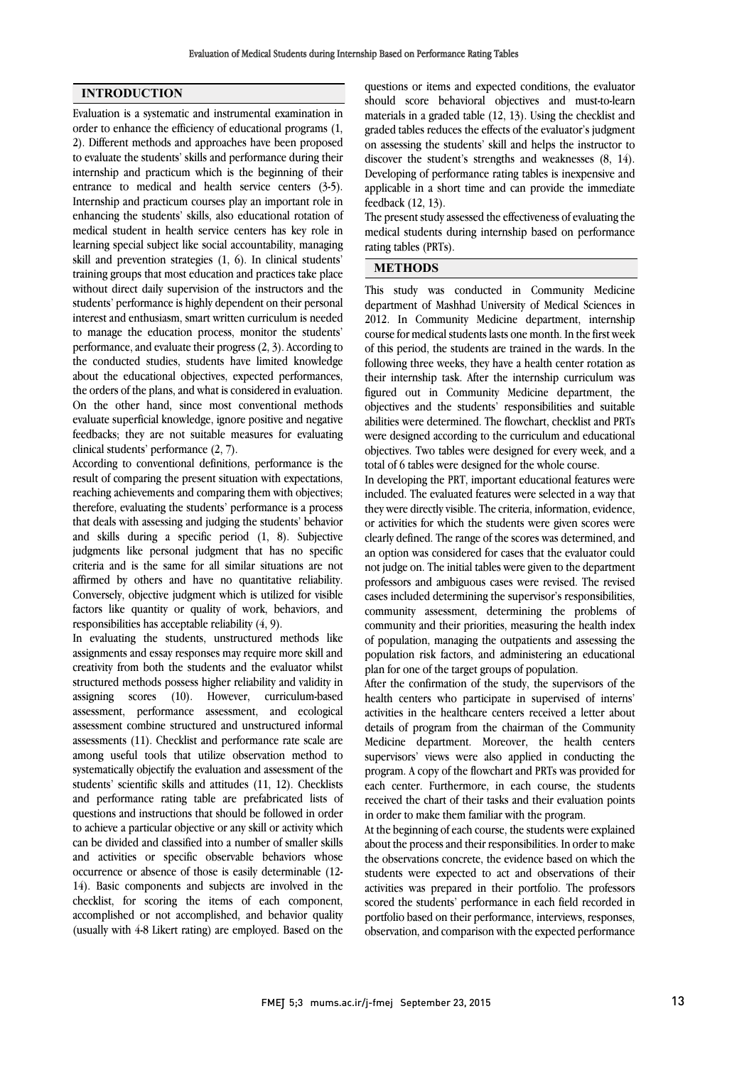## INTRODUCTION

Evaluation is a systematic and instrumental examination in order to enhance the efficiency of educational programs (1, 2). Different methods and approaches have been proposed to evaluate the students' skills and performance during their internship and practicum which is the beginning of their entrance to medical and health service centers (3-5). Internship and practicum courses play an important role in enhancing the students' skills, also educational rotation of medical student in health service centers has key role in learning special subject like social accountability, managing skill and prevention strategies (1, 6). In clinical students' training groups that most education and practices take place without direct daily supervision of the instructors and the students' performance is highly dependent on their personal interest and enthusiasm, smart written curriculum is needed to manage the education process, monitor the students' performance, and evaluate their progress (2, 3). According to the conducted studies, students have limited knowledge about the educational objectives, expected performances, the orders of the plans, and what is considered in evaluation. On the other hand, since most conventional methods evaluate superficial knowledge, ignore positive and negative feedbacks; they are not suitable measures for evaluating clinical students' performance (2, 7).

According to conventional definitions, performance is the result of comparing the present situation with expectations, reaching achievements and comparing them with objectives; therefore, evaluating the students' performance is a process that deals with assessing and judging the students' behavior and skills during a specific period (1, 8). Subjective judgments like personal judgment that has no specific criteria and is the same for all similar situations are not affirmed by others and have no quantitative reliability. Conversely, objective judgment which is utilized for visible factors like quantity or quality of work, behaviors, and responsibilities has acceptable reliability (4, 9).

In evaluating the students, unstructured methods like assignments and essay responses may require more skill and creativity from both the students and the evaluator whilst structured methods possess higher reliability and validity in assigning scores (10). However, curriculum-based assessment, performance assessment, and ecological assessment combine structured and unstructured informal assessments (11). Checklist and performance rate scale are among useful tools that utilize observation method to systematically objectify the evaluation and assessment of the students' scientific skills and attitudes (11, 12). Checklists and performance rating table are prefabricated lists of questions and instructions that should be followed in order to achieve a particular objective or any skill or activity which can be divided and classified into a number of smaller skills and activities or specific observable behaviors whose occurrence or absence of those is easily determinable (12-14). Basic components and subjects are involved in the checklist, for scoring the items of each component, accomplished or not accomplished, and behavior quality (usually with 4-8 Likert rating) are employed. Based on the questions or items and expected conditions, the evaluator should score behavioral objectives and must-to-learn materials in a graded table (12, 13). Using the checklist and graded tables reduces the effects of the evaluator's judgment on assessing the students' skill and helps the instructor to discover the student's strengths and weaknesses (8, 14). Developing of performance rating tables is inexpensive and applicable in a short time and can provide the immediate feedback (12, 13).

The present study assessed the effectiveness of evaluating the medical students during internship based on performance rating tables (PRTs).

## METHODS

This study was conducted in Community Medicine department of Mashhad University of Medical Sciences in 2012. In Community Medicine department, internship course for medical students lasts one month. In the first week of this period, the students are trained in the wards. In the following three weeks, they have a health center rotation as their internship task. After the internship curriculum was figured out in Community Medicine department, the objectives and the students' responsibilities and suitable abilities were determined. The flowchart, checklist and PRTs were designed according to the curriculum and educational objectives. Two tables were designed for every week, and a total of 6 tables were designed for the whole course.

In developing the PRT, important educational features were included. The evaluated features were selected in a way that they were directly visible. The criteria, information, evidence, or activities for which the students were given scores were clearly defined. The range of the scores was determined, and an option was considered for cases that the evaluator could not judge on. The initial tables were given to the department professors and ambiguous cases were revised. The revised cases included determining the supervisor's responsibilities, community assessment, determining the problems of community and their priorities, measuring the health index of population, managing the outpatients and assessing the population risk factors, and administering an educational plan for one of the target groups of population.

After the confirmation of the study, the supervisors of the health centers who participate in supervised of interns' activities in the healthcare centers received a letter about details of program from the chairman of the Community Medicine department. Moreover, the health centers supervisors' views were also applied in conducting the program. A copy of the flowchart and PRTs was provided for each center. Furthermore, in each course, the students received the chart of their tasks and their evaluation points in order to make them familiar with the program.

At the beginning of each course, the students were explained about the process and their responsibilities. In order to make the observations concrete, the evidence based on which the students were expected to act and observations of their activities was prepared in their portfolio. The professors scored the students' performance in each field recorded in portfolio based on their performance, interviews, responses, observation, and comparison with the expected performance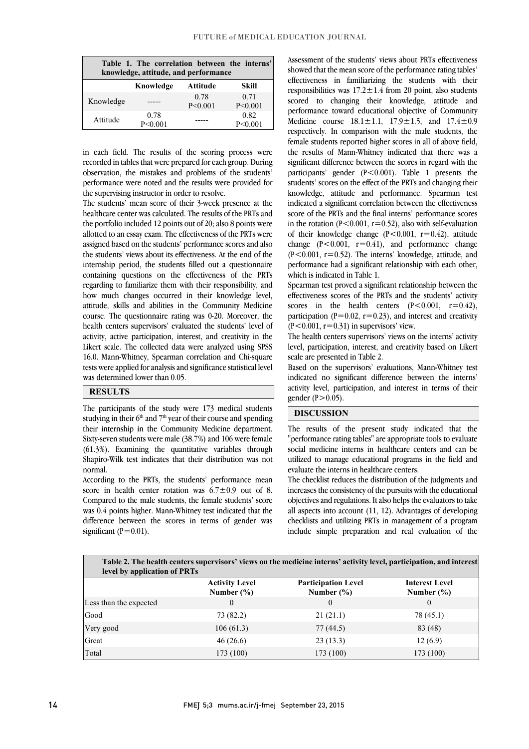| Knowledge | Knowledge | Attitude | Skill |
|---|---|---|---|
| Knowledge | ----- | 0.78 P<0.001 | 0.71 P<0.001 |
| Attitude | 0.78 P<0.001 | ----- | 0.82 P<0.001 |

**Table 1. The correlation between the interns' knowledge, attitude, and performance**

in each field. The results of the scoring process were recorded in tables that were prepared for each group. During observation, the mistakes and problems of the students' performance were noted and the results were provided for the supervising instructor in order to resolve.

The students' mean score of their 3-week presence at the healthcare center was calculated. The results of the PRTs and the portfolio included 12 points out of 20; also 8 points were allotted to an essay exam. The effectiveness of the PRTs were assigned based on the students' performance scores and also the students' views about its effectiveness. At the end of the internship period, the students filled out a questionnaire containing questions on the effectiveness of the PRTs regarding to familiarize them with their responsibility, and how much changes occurred in their knowledge level, attitude, skills and abilities in the Community Medicine course. The questionnaire rating was 0-20. Moreover, the health centers supervisors' evaluated the students' level of activity, active participation, interest, and creativity in the Likert scale. The collected data were analyzed using SPSS 16.0. Mann-Whitney, Spearman correlation and Chi-square tests were applied for analysis and significance statistical level was determined lower than 0.05.

## RESULTS

The participants of the study were 173 medical students studying in their 6th and 7th year of their course and spending their internship in the Community Medicine department. Sixty-seven students were male (38.7%) and 106 were female (61.3%). Examining the quantitative variables through Shapiro-Wilk test indicates that their distribution was not normal.

According to the PRTs, the students' performance mean score in health center rotation was $6.7\pm0.9$ out of 8. Compared to the male students, the female students' score was 0.4 points higher. Mann-Whitney test indicated that the difference between the scores in terms of gender was significant ($P=0.01$).

Assessment of the students' views about PRTs effectiveness showed that the mean score of the performance rating tables' effectiveness in familiarizing the students with their responsibilities was $17.2\pm1.4$ from 20 point, also students scored to changing their knowledge, attitude and performance toward educational objective of Community Medicine course $18.1\pm1.1$, $17.9\pm1.5$, and $17.4\pm0.9$ respectively. In comparison with the male students, the female students reported higher scores in all of above field, the results of Mann-Whitney indicated that there was a significant difference between the scores in regard with the participants' gender ($P<0.001$). Table 1 presents the students' scores on the effect of the PRTs and changing their knowledge, attitude and performance. Spearman test indicated a significant correlation between the effectiveness score of the PRTs and the final interns' performance scores in the rotation ($P<0.001$, $r=0.52$), also with self-evaluation of their knowledge change ($P<0.001$, $r=0.42$), attitude change ($P<0.001$, $r=0.41$), and performance change ($P<0.001$, $r=0.52$). The interns' knowledge, attitude, and performance had a significant relationship with each other, which is indicated in Table 1.

Spearman test proved a significant relationship between the effectiveness scores of the PRTs and the students' activity scores in the health centers ($P<0.001$, $r=0.42$), participation ($P=0.02$, $r=0.23$), and interest and creativity ($P<0.001$, $r=0.31$) in supervisors' view.

The health centers supervisors' views on the interns' activity level, participation, interest, and creativity based on Likert scale are presented in Table 2.

Based on the supervisors' evaluations, Mann-Whitney test indicated no significant difference between the interns' activity level, participation, and interest in terms of their gender ($P>0.05$).

## DISCUSSION

The results of the present study indicated that the "performance rating tables" are appropriate tools to evaluate social medicine interns in healthcare centers and can be utilized to manage educational programs in the field and evaluate the interns in healthcare centers.

The checklist reduces the distribution of the judgments and increases the consistency of the pursuits with the educational objectives and regulations. It also helps the evaluators to take all aspects into account (11, 12). Advantages of developing checklists and utilizing PRTs in management of a program include simple preparation and real evaluation of the

**Table 2. The health centers supervisors' views on the medicine interns' activity level, participation, and interest level by application of PRTs**

| | Activity Level Number (%) | Participation Level Number (%) | Interest Level Number (%) |
|---|---|---|---|
| Less than the expected | 0 | 0 | 0 |
| Good | 73 (82.2) | 21 (21.1) | 78 (45.1) |
| Very good | 106 (61.3) | 77 (44.5) | 83 (48) |
| Great | 46 (26.6) | 23 (13.3) | 12 (6.9) |
| Total | 173 (100) | 173 (100) | 173 (100) |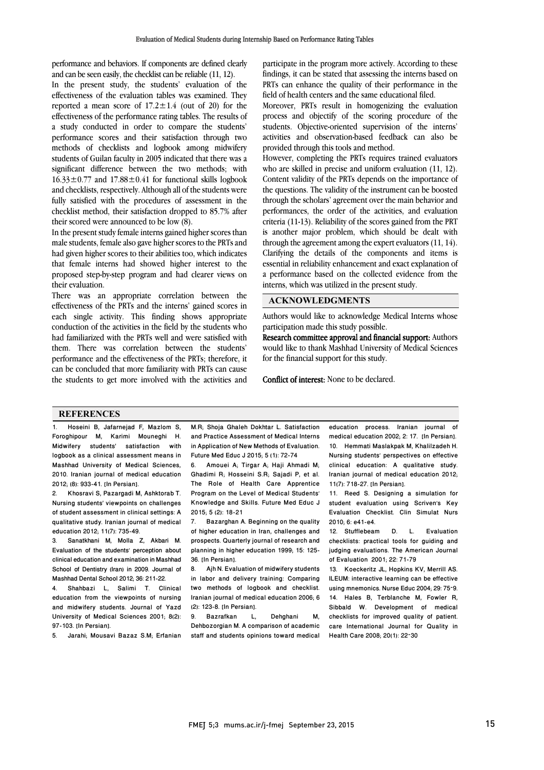performance and behaviors. If components are defined clearly and can be seen easily, the checklist can be reliable (11, 12).

In the present study, the students' evaluation of the effectiveness of the evaluation tables was examined. They reported a mean score of $17.2\pm1.4$ (out of 20) for the effectiveness of the performance rating tables. The results of a study conducted in order to compare the students' performance scores and their satisfaction through two methods of checklists and logbook among midwifery students of Guilan faculty in 2005 indicated that there was a significant difference between the two methods; with $16.33\pm0.77$ and $17.88\pm0.41$ for functional skills logbook and checklists, respectively. Although all of the students were fully satisfied with the procedures of assessment in the checklist method, their satisfaction dropped to 85.7% after their scored were announced to be low (8).

In the present study female interns gained higher scores than male students, female also gave higher scores to the PRTs and had given higher scores to their abilities too, which indicates that female interns had showed higher interest to the proposed step-by-step program and had clearer views on their evaluation.

There was an appropriate correlation between the effectiveness of the PRTs and the interns' gained scores in each single activity. This finding shows appropriate conduction of the activities in the field by the students who had familiarized with the PRTs well and were satisfied with them. There was correlation between the students' performance and the effectiveness of the PRTs; therefore, it can be concluded that more familiarity with PRTs can cause the students to get more involved with the activities and participate in the program more actively. According to these findings, it can be stated that assessing the interns based on PRTs can enhance the quality of their performance in the field of health centers and the same educational filed.

Moreover, PRTs result in homogenizing the evaluation process and objectify of the scoring procedure of the students. Objective-oriented supervision of the interns' activities and observation-based feedback can also be provided through this tools and method.

However, completing the PRTs requires trained evaluators who are skilled in precise and uniform evaluation (11, 12). Content validity of the PRTs depends on the importance of the questions. The validity of the instrument can be boosted through the scholars' agreement over the main behavior and performances, the order of the activities, and evaluation criteria (11-13). Reliability of the scores gained from the PRT is another major problem, which should be dealt with through the agreement among the expert evaluators (11, 14). Clarifying the details of the components and items is essential in reliability enhancement and exact explanation of a performance based on the collected evidence from the interns, which was utilized in the present study.

## ACKNOWLEDGMENTS

Authors would like to acknowledge Medical Interns whose participation made this study possible.

**Research committee approval and financial support:** Authors would like to thank Mashhad University of Medical Sciences for the financial support for this study.

**Conflict of interest:** None to be declared.

## REFERENCES

1. Hoseini B, Jafarnejad F, Mazlom S, Foroghipour M, Karimi Mouneghi H. Midwifery students' satisfaction with logbook as a clinical assessment means in Mashhad University of Medical Sciences, 2010. Iranian journal of medical education 2012; (8): 933-41. [In Persian].
2. Khosravi S, Pazargadi M, Ashktorab T. Nursing students' viewpoints on challenges of student assessment in clinical settings: A qualitative study. Iranian journal of medical education 2012; 11(7): 735-49.
3. Sanatkhani M, Molla Z, Akbari M. Evaluation of the students' perception about clinical education and examination in Mashhad School of Dentistry (Iran) in 2009. Journal of Mashhad Dental School 2012; 36: 211-22.
4. Shahbazi L, Salimi T. Clinical education from the viewpoints of nursing and midwifery students. Journal of Yazd University of Medical Sciences 2001; 8(2): 97-103. [In Persian].
5. Jarahi; Mousavi Bazaz S.M; Erfanian M.R; Shoja Ghaleh Dokhtar L. Satisfaction and Practice Assessment of Medical Interns in Application of New Methods of Evaluation. Future Med Educ J 2015; 5 (1): 72-74
6. Amouei A; Tirgar A; Haji Ahmadi M; Ghadimi R; Hosseini S.R; Sajadi P, et al. The Role of Health Care Apprentice Program on the Level of Medical Students' Knowledge and Skills. Future Med Educ J 2015; 5 (2): 18-21
7. Bazarghan A. Beginning on the quality of higher education in Iran, challenges and prospects. Quarterly journal of research and planning in higher education 1999; 15: 125-36. [In Persian].
8. Ajh N. Evaluation of midwifery students in labor and delivery training: Comparing two methods of logbook and checklist. Iranian journal of medical education 2006; 6 (2): 123-8. [In Persian].
9. Bazrafkan L, Dehghani M, Dehbozorgian M. A comparison of academic staff and students opinions toward medical education process. Iranian journal of medical education 2002; 2: 17. [In Persian].
10. Hemmati Maslakpak M, Khalilzadeh H. Nursing students' perspectives on effective clinical education: A qualitative study. Iranian journal of medical education 2012; 11(7): 718-27. [In Persian].
11. Reed S. Designing a simulation for student evaluation using Scriven's Key Evaluation Checklist. Clin Simulat Nurs 2010; 6: e41-e4.
12. Stufflebeam D. L. Evaluation checklists: practical tools for guiding and judging evaluations. The American Journal of Evaluation 2001; 22: 71-79
13. Koeckeritz JL, Hopkins KV, Merrill AS. ILEUM: interactive learning can be effective using mnemonics. Nurse Educ 2004; 29: 75-9.
14. Hales B, Terblanche M, Fowler R, Sibbald W. Development of medical checklists for improved quality of patient. care International Journal for Quality in Health Care 2008; 20(1): 22-30